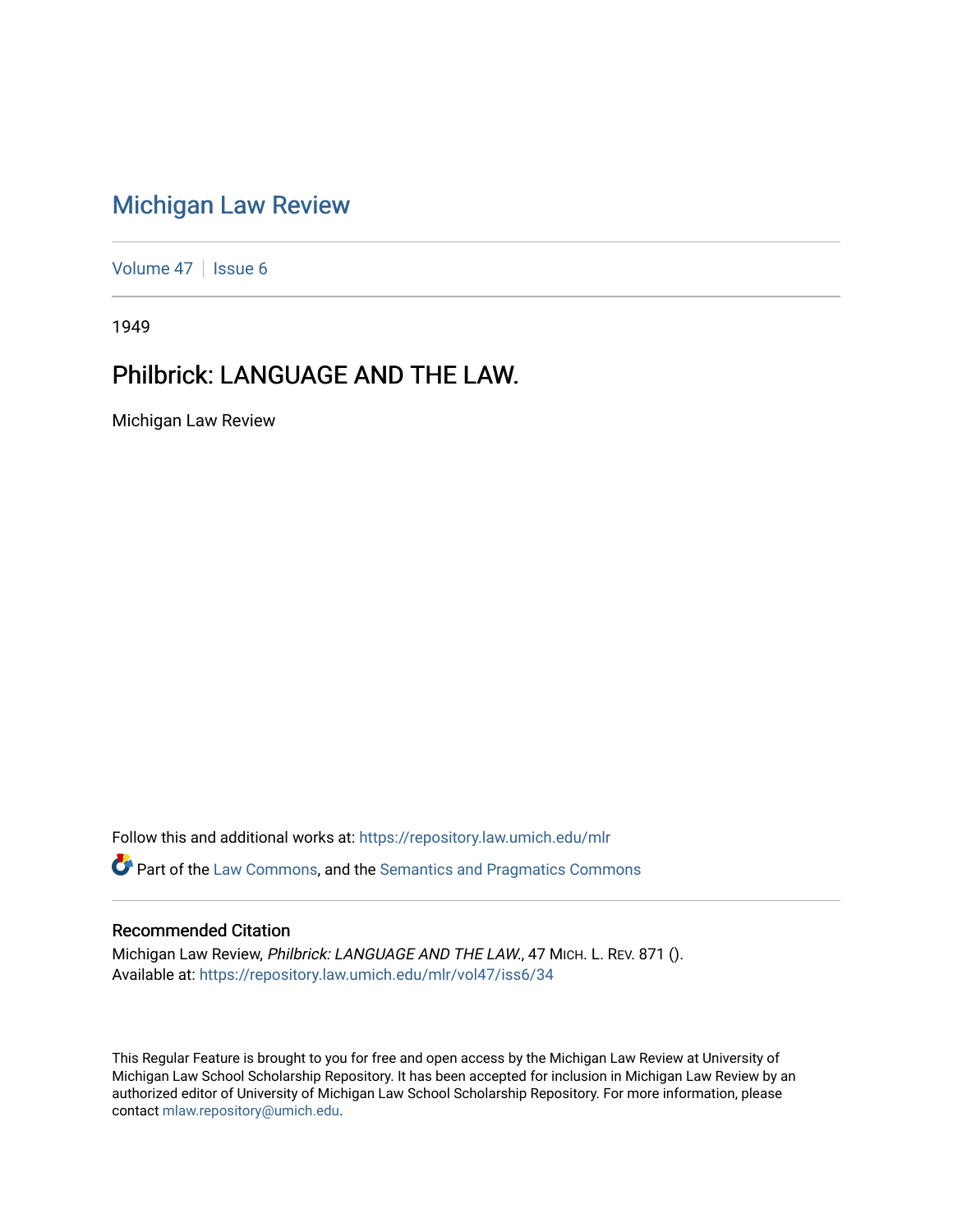# Michigan Law Review

Volume 47 | Issue 6

1949

## Philbrick: LANGUAGE AND THE LAW.

Michigan Law Review

Follow this and additional works at: https://repository.law.umich.edu/mlr

Part of the Law Commons, and the Semantics and Pragmatics Commons

### Recommended Citation

Michigan Law Review, *Philbrick: LANGUAGE AND THE LAW.*, 47 MICH. L. REV. 871 ().
Available at: https://repository.law.umich.edu/mlr/vol47/iss6/34

This Regular Feature is brought to you for free and open access by the Michigan Law Review at University of Michigan Law School Scholarship Repository. It has been accepted for inclusion in Michigan Law Review by an authorized editor of University of Michigan Law School Scholarship Repository. For more information, please contact mlaw.repository@umich.edu.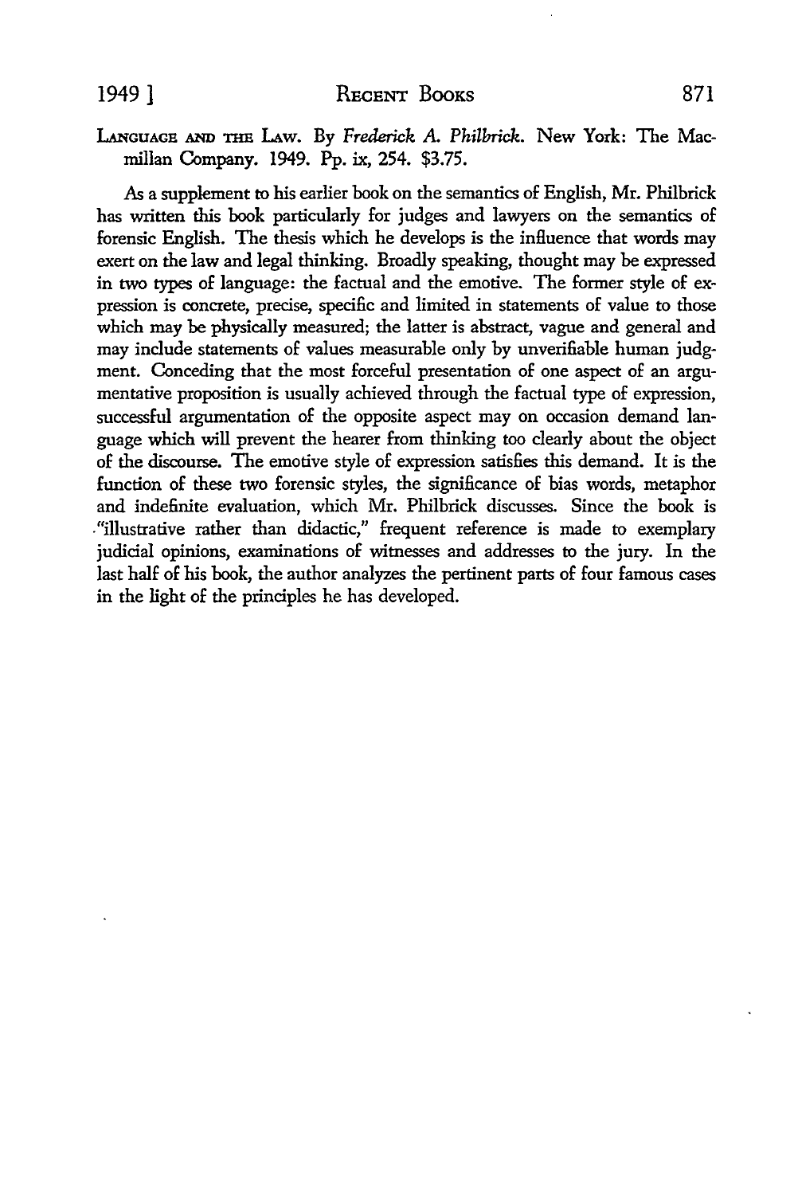LANGUAGE AND THE LAW. By *Frederick A. Philbrick.* New York: The Macmillan Company. 1949. Pp. ix, 254. $3.75.

As a supplement to his earlier book on the semantics of English, Mr. Philbrick has written this book particularly for judges and lawyers on the semantics of forensic English. The thesis which he develops is the influence that words may exert on the law and legal thinking. Broadly speaking, thought may be expressed in two types of language: the factual and the emotive. The former style of expression is concrete, precise, specific and limited in statements of value to those which may be physically measured; the latter is abstract, vague and general and may include statements of values measurable only by unverifiable human judgment. Conceding that the most forceful presentation of one aspect of an argumentative proposition is usually achieved through the factual type of expression, successful argumentation of the opposite aspect may on occasion demand language which will prevent the hearer from thinking too clearly about the object of the discourse. The emotive style of expression satisfies this demand. It is the function of these two forensic styles, the significance of bias words, metaphor and indefinite evaluation, which Mr. Philbrick discusses. Since the book is "illustrative rather than didactic," frequent reference is made to exemplary judicial opinions, examinations of witnesses and addresses to the jury. In the last half of his book, the author analyzes the pertinent parts of four famous cases in the light of the principles he has developed.